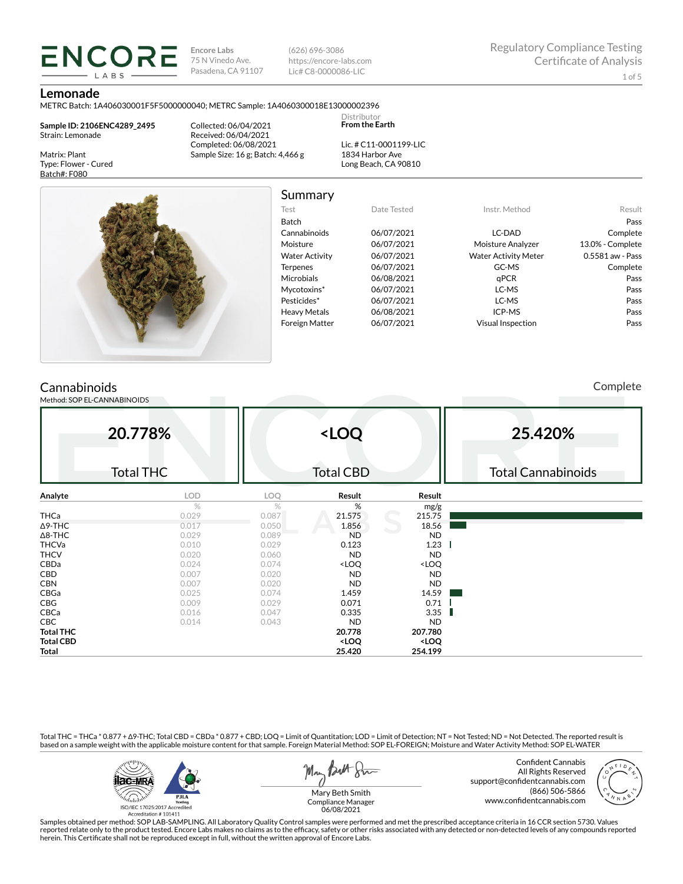**Encore Labs**
75 N Vinedo Ave.
Pasadena, CA 91107

(626) 696-3086
https://encore-labs.com
Lic# C8-0000086-LIC

Regulatory Compliance Testing
Certificate of Analysis

# Lemonade

METRC Batch: 1A406030001F5F5000000040; METRC Sample: 1A4060300018E13000002396

**Sample ID: 2106ENC4289_2495**
Strain: Lemonade

Matrix: Plant
Type: Flower - Cured
Batch#: F080

Collected: 06/04/2021
Received: 06/04/2021
Completed: 06/08/2021
Sample Size: 16 g; Batch: 4,466 g

Distributor
**From the Earth**

Lic. # C11-0001199-LIC
1834 Harbor Ave
Long Beach, CA 90810

## Summary

| Test | Date Tested | Instr. Method | Result |
|---|---|---|---|
| Batch | | | Pass |
| Cannabinoids | 06/07/2021 | LC-DAD | Complete |
| Moisture | 06/07/2021 | Moisture Analyzer | 13.0% - Complete |
| Water Activity | 06/07/2021 | Water Activity Meter | 0.5581 aw - Pass |
| Terpenes | 06/07/2021 | GC-MS | Complete |
| Microbials | 06/08/2021 | qPCR | Pass |
| Mycotoxins* | 06/07/2021 | LC-MS | Pass |
| Pesticides* | 06/07/2021 | LC-MS | Pass |
| Heavy Metals | 06/08/2021 | ICP-MS | Pass |
| Foreign Matter | 06/07/2021 | Visual Inspection | Pass |

## Cannabinoids

Complete

Method: SOP EL-CANNABINOIDS

| 20.778% | <LOQ | 25.420% |
|---|---|---|
| Total THC | Total CBD | Total Cannabinoids |

| Analyte | LOD | LOQ | Result | Result |
|---|---|---|---|---|
| | % | % | % | mg/g |
| THCa | 0.029 | 0.087 | 21.575 | 215.75 |
| Δ9-THC | 0.017 | 0.050 | 1.856 | 18.56 |
| Δ8-THC | 0.029 | 0.089 | ND | ND |
| THCVa | 0.010 | 0.029 | 0.123 | 1.23 |
| THCV | 0.020 | 0.060 | ND | ND |
| CBDa | 0.024 | 0.074 | <LOQ | <LOQ |
| CBD | 0.007 | 0.020 | ND | ND |
| CBN | 0.007 | 0.020 | ND | ND |
| CBGa | 0.025 | 0.074 | 1.459 | 14.59 |
| CBG | 0.009 | 0.029 | 0.071 | 0.71 |
| CBCa | 0.016 | 0.047 | 0.335 | 3.35 |
| CBC | 0.014 | 0.043 | ND | ND |
| **Total THC** | | | **20.778** | **207.780** |
| **Total CBD** | | | **<LOQ** | **<LOQ** |
| **Total** | | | **25.420** | **254.199** |

Total THC = THCa * 0.877 + Δ9-THC; Total CBD = CBDa * 0.877 + CBD; LOQ = Limit of Quantitation; LOD = Limit of Detection; NT = Not Tested; ND = Not Detected. The reported result is based on a sample weight with the applicable moisture content for that sample. Foreign Material Method: SOP EL-FOREIGN; Moisture and Water Activity Method: SOP EL-WATER

ISO/IEC 17025:2017 Accredited
Accreditation # 101411

Mary Beth Smith
Compliance Manager
06/08/2021

Confident Cannabis
All Rights Reserved
support@confidentcannabis.com
(866) 506-5866
www.confidentcannabis.com

Samples obtained per method: SOP LAB-SAMPLING. All Laboratory Quality Control samples were performed and met the prescribed acceptance criteria in 16 CCR section 5730. Values reported relate only to the product tested. Encore Labs makes no claims as to the efficacy, safety or other risks associated with any detected or non-detected levels of any compounds reported herein. This Certificate shall not be reproduced except in full, without the written approval of Encore Labs.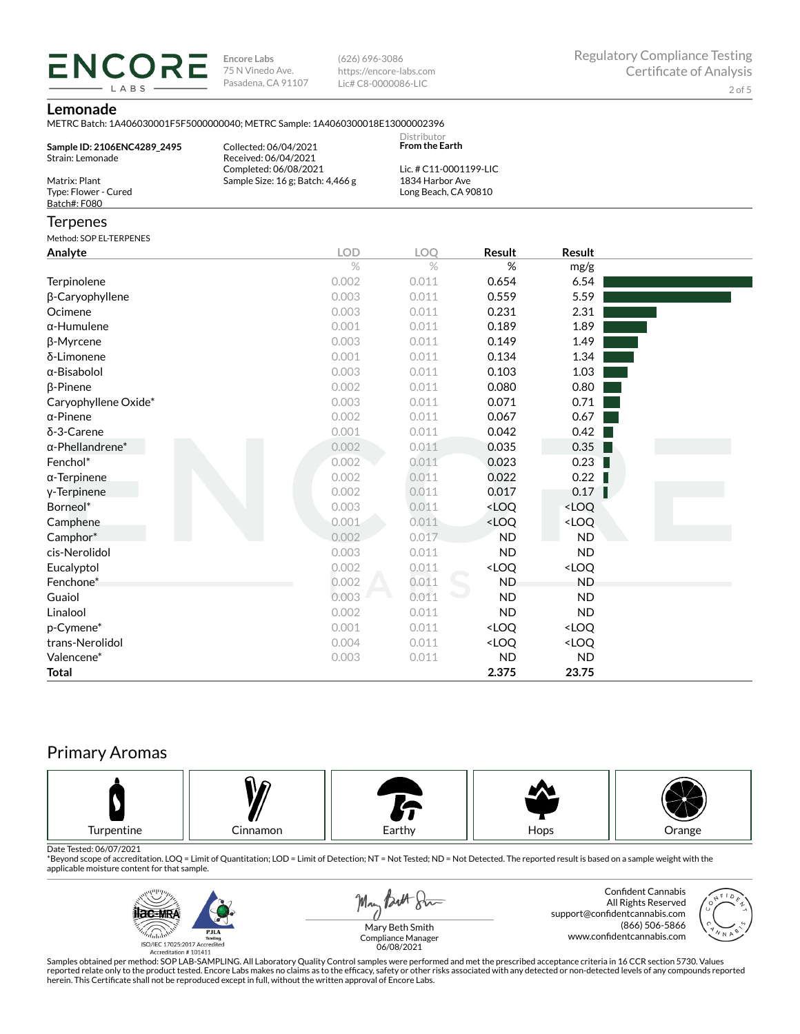**Encore Labs**
75 N Vinedo Ave.
Pasadena, CA 91107

(626) 696-3086
https://encore-labs.com
Lic# C8-0000086-LIC

Regulatory Compliance Testing
Certificate of Analysis

## Lemonade

METRC Batch: 1A406030001F5F5000000040; METRC Sample: 1A4060300018E13000002396

**Sample ID: 2106ENC4289_2495**
Strain: Lemonade

Matrix: Plant
Type: Flower - Cured
Batch#: F080

Collected: 06/04/2021
Received: 06/04/2021
Completed: 06/08/2021
Sample Size: 16 g; Batch: 4,466 g

Distributor
**From the Earth**

Lic. # C11-0001199-LIC
1834 Harbor Ave
Long Beach, CA 90810

## Terpenes

Method: SOP EL-TERPENES

| Analyte | LOD | LOQ | Result | Result |
|---|---|---|---|---|
| | % | % | % | mg/g |
| Terpinolene | 0.002 | 0.011 | 0.654 | 6.54 |
| β-Caryophyllene | 0.003 | 0.011 | 0.559 | 5.59 |
| Ocimene | 0.003 | 0.011 | 0.231 | 2.31 |
| α-Humulene | 0.001 | 0.011 | 0.189 | 1.89 |
| β-Myrcene | 0.003 | 0.011 | 0.149 | 1.49 |
| δ-Limonene | 0.001 | 0.011 | 0.134 | 1.34 |
| α-Bisabolol | 0.003 | 0.011 | 0.103 | 1.03 |
| β-Pinene | 0.002 | 0.011 | 0.080 | 0.80 |
| Caryophyllene Oxide* | 0.003 | 0.011 | 0.071 | 0.71 |
| α-Pinene | 0.002 | 0.011 | 0.067 | 0.67 |
| δ-3-Carene | 0.001 | 0.011 | 0.042 | 0.42 |
| α-Phellandrene* | 0.002 | 0.011 | 0.035 | 0.35 |
| Fenchol* | 0.002 | 0.011 | 0.023 | 0.23 |
| α-Terpinene | 0.002 | 0.011 | 0.022 | 0.22 |
| γ-Terpinene | 0.002 | 0.011 | 0.017 | 0.17 |
| Borneol* | 0.003 | 0.011 | <LOQ | <LOQ |
| Camphene | 0.001 | 0.011 | <LOQ | <LOQ |
| Camphor* | 0.002 | 0.017 | ND | ND |
| cis-Nerolidol | 0.003 | 0.011 | ND | ND |
| Eucalyptol | 0.002 | 0.011 | <LOQ | <LOQ |
| Fenchone* | 0.002 | 0.011 | ND | ND |
| Guaiol | 0.003 | 0.011 | ND | ND |
| Linalool | 0.002 | 0.011 | ND | ND |
| p-Cymene* | 0.001 | 0.011 | <LOQ | <LOQ |
| trans-Nerolidol | 0.004 | 0.011 | <LOQ | <LOQ |
| Valencene* | 0.003 | 0.011 | ND | ND |
| **Total** | | | **2.375** | **23.75** |

## Primary Aromas

Turpentine | Cinnamon | Earthy | Hops | Orange

Date Tested: 06/07/2021

*Beyond scope of accreditation. LOQ = Limit of Quantitation; LOD = Limit of Detection; NT = Not Tested; ND = Not Detected. The reported result is based on a sample weight with the applicable moisture content for that sample.

ISO/IEC 17025:2017 Accredited
Accreditation # 101411

Mary Beth Smith
Compliance Manager
06/08/2021

Confident Cannabis
All Rights Reserved
support@confidentcannabis.com
(866) 506-5866
www.confidentcannabis.com

Samples obtained per method: SOP LAB-SAMPLING. All Laboratory Quality Control samples were performed and met the prescribed acceptance criteria in 16 CCR section 5730. Values reported relate only to the product tested. Encore Labs makes no claims as to the efficacy, safety or other risks associated with any detected or non-detected levels of any compounds reported herein. This Certificate shall not be reproduced except in full, without the written approval of Encore Labs.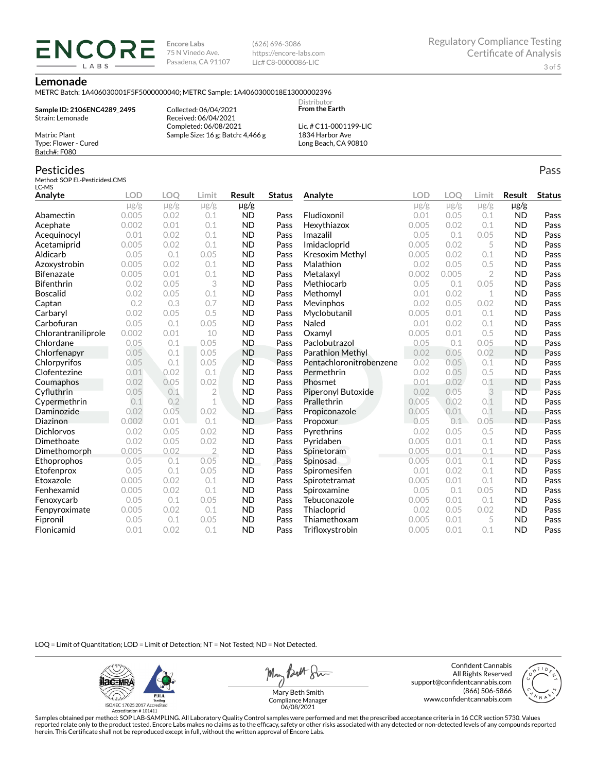**ENCORE LABS**

Encore Labs
75 N Vinedo Ave.
Pasadena, CA 91107

(626) 696-3086
https://encore-labs.com
Lic# C8-0000086-LIC

Regulatory Compliance Testing
Certificate of Analysis

## Lemonade

METRC Batch: 1A406030001F5F5000000040; METRC Sample: 1A4060300018E13000002396

**Sample ID: 2106ENC4289_2495**
Strain: Lemonade

Matrix: Plant
Type: Flower - Cured
Batch#: F080

Collected: 06/04/2021
Received: 06/04/2021
Completed: 06/08/2021
Sample Size: 16 g; Batch: 4,466 g

Distributor
**From the Earth**

Lic. # C11-0001199-LIC
1834 Harbor Ave
Long Beach, CA 90810

## Pesticides

Pass

Method: SOP EL-PesticidesLCMS
LC-MS

| Analyte | LOD | LOQ | Limit | Result | Status |
|---|---|---|---|---|---|
| | μg/g | μg/g | μg/g | μg/g | |
| Abamectin | 0.005 | 0.02 | 0.1 | ND | Pass |
| Acephate | 0.002 | 0.01 | 0.1 | ND | Pass |
| Acequinocyl | 0.01 | 0.02 | 0.1 | ND | Pass |
| Acetamiprid | 0.005 | 0.02 | 0.1 | ND | Pass |
| Aldicarb | 0.05 | 0.1 | 0.05 | ND | Pass |
| Azoxystrobin | 0.005 | 0.02 | 0.1 | ND | Pass |
| Bifenazate | 0.005 | 0.01 | 0.1 | ND | Pass |
| Bifenthrin | 0.02 | 0.05 | 3 | ND | Pass |
| Boscalid | 0.02 | 0.05 | 0.1 | ND | Pass |
| Captan | 0.2 | 0.3 | 0.7 | ND | Pass |
| Carbaryl | 0.02 | 0.05 | 0.5 | ND | Pass |
| Carbofuran | 0.05 | 0.1 | 0.05 | ND | Pass |
| Chlorantraniliprole | 0.002 | 0.01 | 10 | ND | Pass |
| Chlordane | 0.05 | 0.1 | 0.05 | ND | Pass |
| Chlorfenapyr | 0.05 | 0.1 | 0.05 | ND | Pass |
| Chlorpyrifos | 0.05 | 0.1 | 0.05 | ND | Pass |
| Clofentezine | 0.01 | 0.02 | 0.1 | ND | Pass |
| Coumaphos | 0.02 | 0.05 | 0.02 | ND | Pass |
| Cyfluthrin | 0.05 | 0.1 | 2 | ND | Pass |
| Cypermethrin | 0.1 | 0.2 | 1 | ND | Pass |
| Daminozide | 0.02 | 0.05 | 0.02 | ND | Pass |
| Diazinon | 0.002 | 0.01 | 0.1 | ND | Pass |
| Dichlorvos | 0.02 | 0.05 | 0.02 | ND | Pass |
| Dimethoate | 0.02 | 0.05 | 0.02 | ND | Pass |
| Dimethomorph | 0.005 | 0.02 | 2 | ND | Pass |
| Ethoprophos | 0.05 | 0.1 | 0.05 | ND | Pass |
| Etofenprox | 0.05 | 0.1 | 0.05 | ND | Pass |
| Etoxazole | 0.005 | 0.02 | 0.1 | ND | Pass |
| Fenhexamid | 0.005 | 0.02 | 0.1 | ND | Pass |
| Fenoxycarb | 0.05 | 0.1 | 0.05 | ND | Pass |
| Fenpyroximate | 0.005 | 0.02 | 0.1 | ND | Pass |
| Fipronil | 0.05 | 0.1 | 0.05 | ND | Pass |
| Flonicamid | 0.01 | 0.02 | 0.1 | ND | Pass |
| Fludioxonil | 0.01 | 0.05 | 0.1 | ND | Pass |
| Hexythiazox | 0.005 | 0.02 | 0.1 | ND | Pass |
| Imazalil | 0.05 | 0.1 | 0.05 | ND | Pass |
| Imidacloprid | 0.005 | 0.02 | 5 | ND | Pass |
| Kresoxim Methyl | 0.005 | 0.02 | 0.1 | ND | Pass |
| Malathion | 0.02 | 0.05 | 0.5 | ND | Pass |
| Metalaxyl | 0.002 | 0.005 | 2 | ND | Pass |
| Methiocarb | 0.05 | 0.1 | 0.05 | ND | Pass |
| Methomyl | 0.01 | 0.02 | 1 | ND | Pass |
| Mevinphos | 0.02 | 0.05 | 0.02 | ND | Pass |
| Myclobutanil | 0.005 | 0.01 | 0.1 | ND | Pass |
| Naled | 0.01 | 0.02 | 0.1 | ND | Pass |
| Oxamyl | 0.005 | 0.01 | 0.5 | ND | Pass |
| Paclobutrazol | 0.05 | 0.1 | 0.05 | ND | Pass |
| Parathion Methyl | 0.02 | 0.05 | 0.02 | ND | Pass |
| Pentachloronitrobenzene | 0.02 | 0.05 | 0.1 | ND | Pass |
| Permethrin | 0.02 | 0.05 | 0.5 | ND | Pass |
| Phosmet | 0.01 | 0.02 | 0.1 | ND | Pass |
| Piperonyl Butoxide | 0.02 | 0.05 | 3 | ND | Pass |
| Prallethrin | 0.005 | 0.02 | 0.1 | ND | Pass |
| Propiconazole | 0.005 | 0.01 | 0.1 | ND | Pass |
| Propoxur | 0.05 | 0.1 | 0.05 | ND | Pass |
| Pyrethrins | 0.02 | 0.05 | 0.5 | ND | Pass |
| Pyridaben | 0.005 | 0.01 | 0.1 | ND | Pass |
| Spinetoram | 0.005 | 0.01 | 0.1 | ND | Pass |
| Spinosad | 0.005 | 0.01 | 0.1 | ND | Pass |
| Spiromesifen | 0.01 | 0.02 | 0.1 | ND | Pass |
| Spirotetramat | 0.005 | 0.01 | 0.1 | ND | Pass |
| Spiroxamine | 0.05 | 0.1 | 0.05 | ND | Pass |
| Tebuconazole | 0.005 | 0.01 | 0.1 | ND | Pass |
| Thiacloprid | 0.02 | 0.05 | 0.02 | ND | Pass |
| Thiamethoxam | 0.005 | 0.01 | 5 | ND | Pass |
| Trifloxystrobin | 0.005 | 0.01 | 0.1 | ND | Pass |

LOQ = Limit of Quantitation; LOD = Limit of Detection; NT = Not Tested; ND = Not Detected.

ISO/IEC 17025:2017 Accredited
Accreditation # 101411

Mary Beth Smith
Compliance Manager
06/08/2021

Confident Cannabis
All Rights Reserved
support@confidentcannabis.com
(866) 506-5866
www.confidentcannabis.com

Samples obtained per method: SOP LAB-SAMPLING. All Laboratory Quality Control samples were performed and met the prescribed acceptance criteria in 16 CCR section 5730. Values reported relate only to the product tested. Encore Labs makes no claims as to the efficacy, safety or other risks associated with any detected or non-detected levels of any compounds reported herein. This Certificate shall not be reproduced except in full, without the written approval of Encore Labs.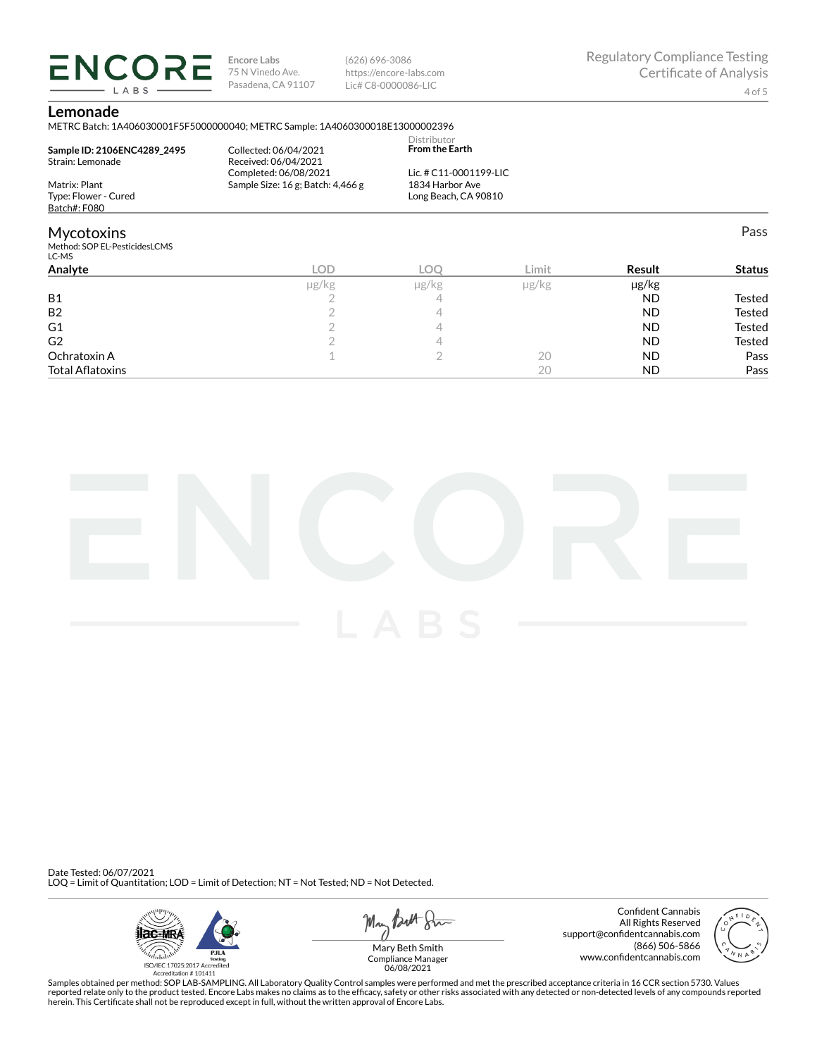**Encore Labs**
75 N Vinedo Ave.
Pasadena, CA 91107

(626) 696-3086
https://encore-labs.com
Lic# C8-0000086-LIC

Regulatory Compliance Testing
Certificate of Analysis

## Lemonade

METRC Batch: 1A406030001F5F5000000040; METRC Sample: 1A4060300018E13000002396

**Sample ID: 2106ENC4289_2495**
Strain: Lemonade

Matrix: Plant
Type: Flower - Cured
Batch#: F080

Collected: 06/04/2021
Received: 06/04/2021
Completed: 06/08/2021
Sample Size: 16 g; Batch: 4,466 g

Distributor
**From the Earth**

Lic. # C11-0001199-LIC
1834 Harbor Ave
Long Beach, CA 90810

## Mycotoxins

Pass

Method: SOP EL-PesticidesLCMS
LC-MS

| Analyte | LOD | LOQ | Limit | Result | Status |
|---|---|---|---|---|---|
| | μg/kg | μg/kg | μg/kg | μg/kg | |
| B1 | 2 | 4 | | ND | Tested |
| B2 | 2 | 4 | | ND | Tested |
| G1 | 2 | 4 | | ND | Tested |
| G2 | 2 | 4 | | ND | Tested |
| Ochratoxin A | 1 | 2 | 20 | ND | Pass |
| Total Aflatoxins | | | 20 | ND | Pass |

Date Tested: 06/07/2021
LOQ = Limit of Quantitation; LOD = Limit of Detection; NT = Not Tested; ND = Not Detected.

ISO/IEC 17025:2017 Accredited
Accreditation # 101411

Mary Beth Smith
Compliance Manager
06/08/2021

Confident Cannabis
All Rights Reserved
support@confidentcannabis.com
(866) 506-5866
www.confidentcannabis.com

Samples obtained per method: SOP LAB-SAMPLING. All Laboratory Quality Control samples were performed and met the prescribed acceptance criteria in 16 CCR section 5730. Values reported relate only to the product tested. Encore Labs makes no claims as to the efficacy, safety or other risks associated with any detected or non-detected levels of any compounds reported herein. This Certificate shall not be reproduced except in full, without the written approval of Encore Labs.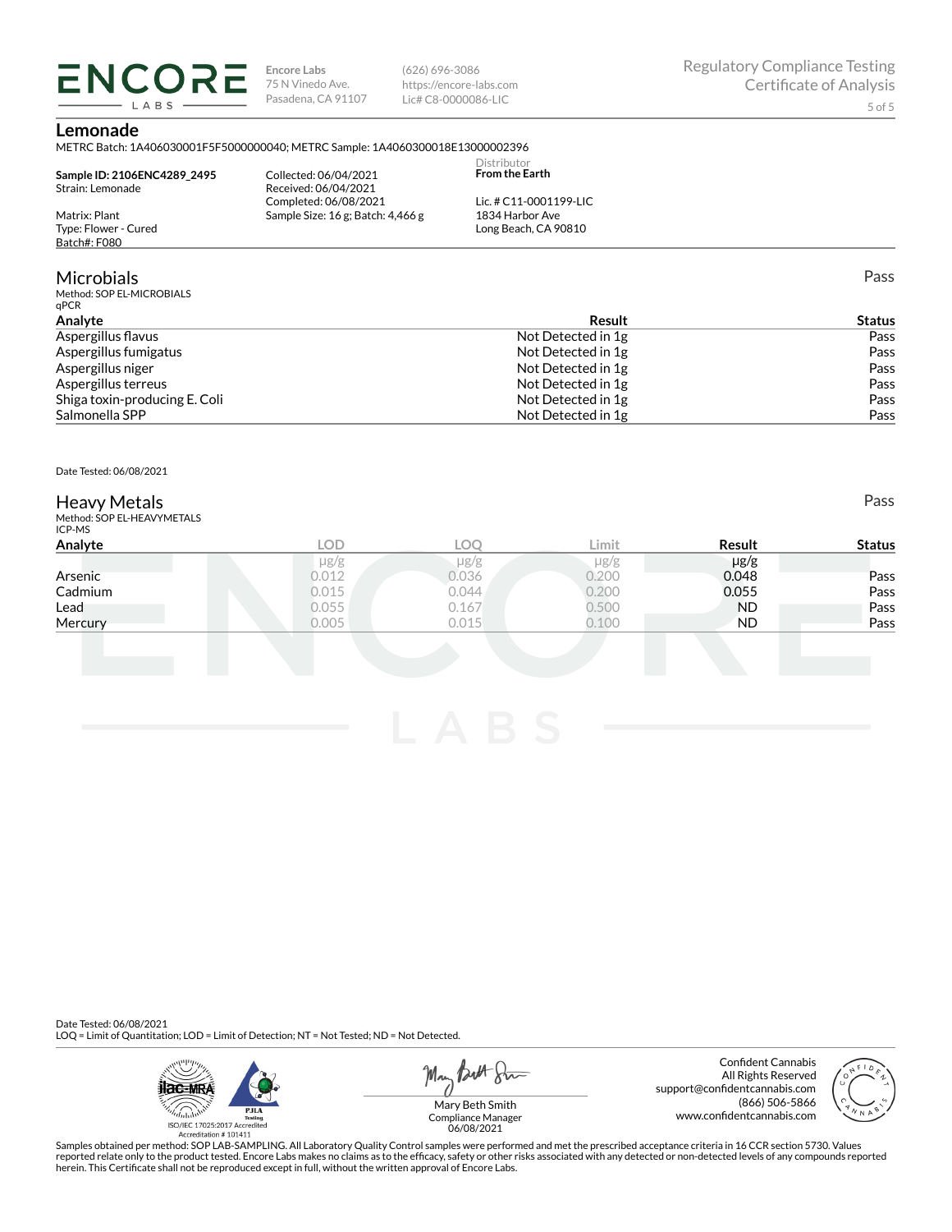**ENCORE LABS**

Encore Labs
75 N Vinedo Ave.
Pasadena, CA 91107

(626) 696-3086
https://encore-labs.com
Lic# C8-0000086-LIC

Regulatory Compliance Testing
Certificate of Analysis

## Lemonade

METRC Batch: 1A406030001F5F5000000040; METRC Sample: 1A4060300018E13000002396

**Sample ID: 2106ENC4289_2495**
Strain: Lemonade

Matrix: Plant
Type: Flower - Cured
Batch#: F080

Collected: 06/04/2021
Received: 06/04/2021
Completed: 06/08/2021
Sample Size: 16 g; Batch: 4,466 g

Distributor
**From the Earth**

Lic. # C11-0001199-LIC
1834 Harbor Ave
Long Beach, CA 90810

## Microbials

Pass

Method: SOP EL-MICROBIALS
qPCR

| Analyte | Result | Status |
|---|---|---|
| Aspergillus flavus | Not Detected in 1g | Pass |
| Aspergillus fumigatus | Not Detected in 1g | Pass |
| Aspergillus niger | Not Detected in 1g | Pass |
| Aspergillus terreus | Not Detected in 1g | Pass |
| Shiga toxin-producing E. Coli | Not Detected in 1g | Pass |
| Salmonella SPP | Not Detected in 1g | Pass |

Date Tested: 06/08/2021

## Heavy Metals

Pass

Method: SOP EL-HEAVYMETALS
ICP-MS

| Analyte | LOD | LOQ | Limit | Result | Status |
|---|---|---|---|---|---|
| | µg/g | µg/g | µg/g | µg/g | |
| Arsenic | 0.012 | 0.036 | 0.200 | 0.048 | Pass |
| Cadmium | 0.015 | 0.044 | 0.200 | 0.055 | Pass |
| Lead | 0.055 | 0.167 | 0.500 | ND | Pass |
| Mercury | 0.005 | 0.015 | 0.100 | ND | Pass |

Date Tested: 06/08/2021
LOQ = Limit of Quantitation; LOD = Limit of Detection; NT = Not Tested; ND = Not Detected.

ilac-MRA | PJLA Testing
ISO/IEC 17025:2017 Accredited
Accreditation # 101411

Mary Beth Smith
Compliance Manager
06/08/2021

Confident Cannabis
All Rights Reserved
support@confidentcannabis.com
(866) 506-5866
www.confidentcannabis.com

Samples obtained per method: SOP LAB-SAMPLING. All Laboratory Quality Control samples were performed and met the prescribed acceptance criteria in 16 CCR section 5730. Values reported relate only to the product tested. Encore Labs makes no claims as to the efficacy, safety or other risks associated with any detected or non-detected levels of any compounds reported herein. This Certificate shall not be reproduced except in full, without the written approval of Encore Labs.